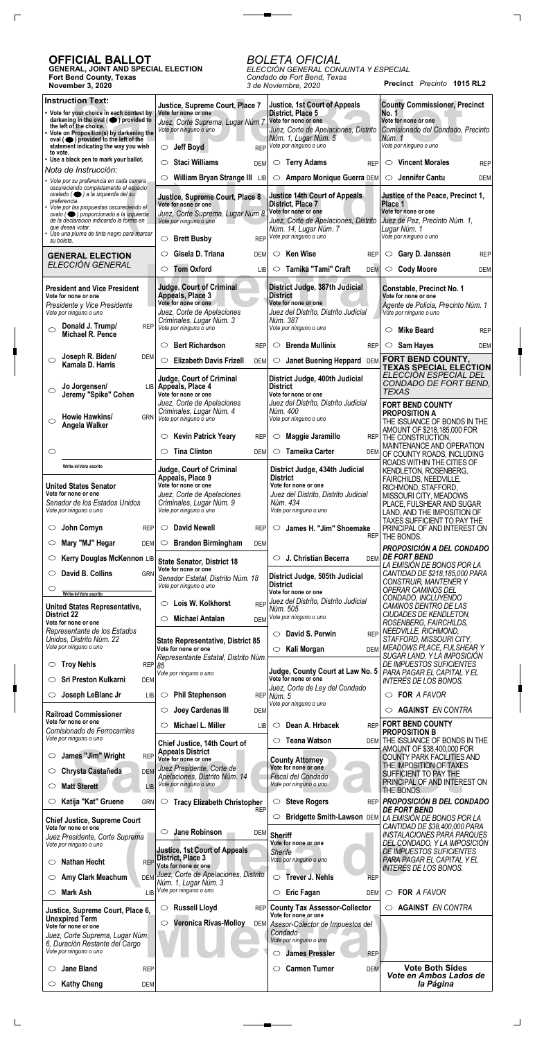# OFFICIAL BALLOT

**GENERAL, JOINT AND SPECIAL ELECTION**
**Fort Bend County, Texas**
**November 3, 2020**

*BOLETA OFICIAL*
*ELECCIÓN GENERAL CONJUNTA Y ESPECIAL*
*Condado de Fort Bend, Texas*
*3 de Noviembre, 2020*

**Precinct** *Precinto* **1015 RL2**

**Instruction Text:**

- Vote for your choice in each contest by darkening in the oval (⬬) provided to the left of the choice.
- Vote on Proposition(s) by darkening the oval (⬬) provided to the left of the statement indicating the way you wish to vote.
- Use a black pen to mark your ballot.

*Nota de Instrucción:*

- *Vote por su preferencia en cada carrera oscureciendo completamente el espacio ovalado (⬬) a la izquierda del su preferencia.*
- *Vote por las propuestas oscureciendo el ovalo (⬬) proporcionado a la izquierda de la declaración indicando la forma en que desea votar.*
- *Use una pluma de tinta negro para marcar su boleta.*

## GENERAL ELECTION
*ELECCIÓN GENERAL*

**President and Vice President**
**Vote for none or one**
*Presidente y Vice Presidente*
*Vote por ninguno o uno*

- ○ **Donald J. Trump/ Michael R. Pence** — REP
- ○ **Joseph R. Biden/ Kamala D. Harris** — DEM
- ○ **Jo Jorgensen/ Jeremy "Spike" Cohen** — LIB
- ○ **Howie Hawkins/ Angela Walker** — GRN
- ○ Write-in/*Voto escrito*

**United States Senator**
**Vote for none or one**
*Senador de los Estados Unidos*
*Vote por ninguno o uno*

- ○ **John Cornyn** — REP
- ○ **Mary "MJ" Hegar** — DEM
- ○ **Kerry Douglas McKennon** — LIB
- ○ **David B. Collins** — GRN
- ○ Write-in/*Voto escrito*

**United States Representative, District 22**
**Vote for none or one**
*Representante de los Estados Unidos, Distrito Núm. 22*
*Vote por ninguno o uno*

- ○ **Troy Nehls** — REP
- ○ **Sri Preston Kulkarni** — DEM
- ○ **Joseph LeBlanc Jr** — LIB

**Railroad Commissioner**
**Vote for none or one**
*Comisionado de Ferrocarriles*
*Vote por ninguno o uno*

- ○ **James "Jim" Wright** — REP
- ○ **Chrysta Castañeda** — DEM
- ○ **Matt Sterett** — LIB
- ○ **Katija "Kat" Gruene** — GRN

**Chief Justice, Supreme Court**
**Vote for none or one**
*Juez Presidente, Corte Suprema*
*Vote por ninguno o uno*

- ○ **Nathan Hecht** — REP
- ○ **Amy Clark Meachum** — DEM
- ○ **Mark Ash** — LIB

**Justice, Supreme Court, Place 6, Unexpired Term**
**Vote for none or one**
*Juez, Corte Suprema, Lugar Núm. 6, Duración Restante del Cargo*
*Vote por ninguno o uno*

- ○ **Jane Bland** — REP
- ○ **Kathy Cheng** — DEM

**Justice, Supreme Court, Place 7**
**Vote for none or one**
*Juez, Corte Suprema, Lugar Núm 7*
*Vote por ninguno o uno*

- ○ **Jeff Boyd** — REP
- ○ **Staci Williams** — DEM
- ○ **William Bryan Strange III** — LIB

**Justice, Supreme Court, Place 8**
**Vote for none or one**
*Juez, Corte Suprema, Lugar Núm 8*
*Vote por ninguno o uno*

- ○ **Brett Busby** — REP
- ○ **Gisela D. Triana** — DEM
- ○ **Tom Oxford** — LIB

**Judge, Court of Criminal Appeals, Place 3**
**Vote for none or one**
*Juez, Corte de Apelaciones Criminales, Lugar Núm. 3*
*Vote por ninguno o uno*

- ○ **Bert Richardson** — REP
- ○ **Elizabeth Davis Frizell** — DEM

**Judge, Court of Criminal Appeals, Place 4**
**Vote for none or one**
*Juez, Corte de Apelaciones Criminales, Lugar Núm. 4*
*Vote por ninguno o uno*

- ○ **Kevin Patrick Yeary** — REP
- ○ **Tina Clinton** — DEM

**Judge, Court of Criminal Appeals, Place 9**
**Vote for none or one**
*Juez, Corte de Apelaciones Criminales, Lugar Núm. 9*
*Vote por ninguno o uno*

- ○ **David Newell** — REP
- ○ **Brandon Birmingham** — DEM

**State Senator, District 18**
**Vote for none or one**
*Senador Estatal, Distrito Núm. 18*
*Vote por ninguno o uno*

- ○ **Lois W. Kolkhorst** — REP
- ○ **Michael Antalan** — DEM

**State Representative, District 85**
**Vote for none or one**
*Representante Estatal, Distrito Núm. 85*
*Vote por ninguno o uno*

- ○ **Phil Stephenson** — REP
- ○ **Joey Cardenas III** — DEM
- ○ **Michael L. Miller** — LIB

**Chief Justice, 14th Court of Appeals District**
**Vote for none or one**
*Juez Presidente, Corte de Apelaciones, Distrito Núm. 14*
*Vote por ninguno o uno*

- ○ **Tracy Elizabeth Christopher** — REP
- ○ **Jane Robinson** — DEM

**Justice, 1st Court of Appeals District, Place 3**
**Vote for none or one**
*Juez, Corte de Apelaciones, Distrito Núm. 1, Lugar Núm. 3*
*Vote por ninguno o uno*

- ○ **Russell Lloyd** — REP
- ○ **Veronica Rivas-Molloy** — DEM

**Justice, 1st Court of Appeals District, Place 5**
**Vote for none or one**
*Juez, Corte de Apelaciones, Distrito Núm. 1, Lugar Núm. 5*
*Vote por ninguno o uno*

- ○ **Terry Adams** — REP
- ○ **Amparo Monique Guerra** — DEM

**Justice 14th Court of Appeals District, Place 7**
**Vote for none or one**
*Juez, Corte de Apelaciones, Distrito Núm. 14, Lugar Núm. 7*
*Vote por ninguno o uno*

- ○ **Ken Wise** — REP
- ○ **Tamika "Tami" Craft** — DEM

**District Judge, 387th Judicial District**
**Vote for none or one**
*Juez del Distrito, Distrito Judicial Núm. 387*
*Vote por ninguno o uno*

- ○ **Brenda Mullinix** — REP
- ○ **Janet Buening Heppard** — DEM

**District Judge, 400th Judicial District**
**Vote for none or one**
*Juez del Distrito, Distrito Judicial Núm. 400*
*Vote por ninguno o uno*

- ○ **Maggie Jaramillo** — REP
- ○ **Tameika Carter** — DEM

**District Judge, 434th Judicial District**
**Vote for none or one**
*Juez del Distrito, Distrito Judicial Núm. 434*
*Vote por ninguno o uno*

- ○ **James H. "Jim" Shoemake** — REP
- ○ **J. Christian Becerra** — DEM

**District Judge, 505th Judicial District**
**Vote for none or one**
*Juez del Distrito, Distrito Judicial Núm. 505*
*Vote por ninguno o uno*

- ○ **David S. Perwin** — REP
- ○ **Kali Morgan** — DEM

**Judge, County Court at Law No. 5**
**Vote for none or one**
*Juez, Corte de Ley del Condado Núm. 5*
*Vote por ninguno o uno*

- ○ **Dean A. Hrbacek** — REP
- ○ **Teana Watson** — DEM

**County Attorney**
**Vote for none or one**
*Fiscal del Condado*
*Vote por ninguno o uno*

- ○ **Steve Rogers** — REP
- ○ **Bridgette Smith-Lawson** — DEM

**Sheriff**
**Vote for none or one**
*Sherife*
*Vote por ninguno o uno*

- ○ **Trever J. Nehls** — REP
- ○ **Eric Fagan** — DEM

**County Tax Assessor-Collector**
**Vote for none or one**
*Asesor-Colector de Impuestos del Condado*
*Vote por ninguno o uno*

- ○ **James Pressler** — REP
- ○ **Carmen Turner** — DEM

**County Commissioner, Precinct No. 1**
**Vote for none or one**
*Comisionado del Condado, Precinto Núm. 1*
*Vote por ninguno o uno*

- ○ **Vincent Morales** — REP
- ○ **Jennifer Cantu** — DEM

**Justice of the Peace, Precinct 1, Place 1**
**Vote for none or one**
*Juez de Paz, Precinto Núm. 1, Lugar Núm. 1*
*Vote por ninguno o uno*

- ○ **Gary D. Janssen** — REP
- ○ **Cody Moore** — DEM

**Constable, Precinct No. 1**
**Vote for none or one**
*Agente de Policía, Precinto Núm. 1*
*Vote por ninguno o uno*

- ○ **Mike Beard** — REP
- ○ **Sam Hayes** — DEM

## FORT BEND COUNTY, TEXAS SPECIAL ELECTION
*ELECCIÓN ESPECIAL DEL CONDADO DE FORT BEND, TEXAS*

**FORT BEND COUNTY PROPOSITION A**

THE ISSUANCE OF BONDS IN THE AMOUNT OF $218,185,000 FOR THE CONSTRUCTION, MAINTENANCE AND OPERATION OF COUNTY ROADS, INCLUDING ROADS WITHIN THE CITIES OF KENDLETON, ROSENBERG, FAIRCHILDS, NEEDVILLE, RICHMOND, STAFFORD, MISSOURI CITY, MEADOWS PLACE, FULSHEAR AND SUGAR LAND, AND THE IMPOSITION OF TAXES SUFFICIENT TO PAY THE PRINCIPAL OF AND INTEREST ON THE BONDS.

***PROPOSICIÓN A DEL CONDADO DE FORT BEND***

*LA EMISIÓN DE BONOS POR LA CANTIDAD DE $218,185,000 PARA CONSTRUIR, MANTENER Y OPERAR CAMINOS DEL CONDADO, INCLUYENDO CAMINOS DENTRO DE LAS CIUDADES DE KENDLETON, ROSENBERG, FAIRCHILDS, NEEDVILLE, RICHMOND, STAFFORD, MISSOURI CITY, MEADOWS PLACE, FULSHEAR Y SUGAR LAND, Y LA IMPOSICIÓN DE IMPUESTOS SUFICIENTES PARA PAGAR EL CAPITAL Y EL INTERÉS DE LOS BONOS.*

- ○ **FOR** *A FAVOR*
- ○ **AGAINST** *EN CONTRA*

**FORT BEND COUNTY PROPOSITION B**

THE ISSUANCE OF BONDS IN THE AMOUNT OF $38,400,000 FOR COUNTY PARK FACILITIES AND THE IMPOSITION OF TAXES SUFFICIENT TO PAY THE PRINCIPAL OF AND INTEREST ON THE BONDS.

***PROPOSICIÓN B DEL CONDADO DE FORT BEND***

*LA EMISIÓN DE BONOS POR LA CANTIDAD DE $38,400,000 PARA INSTALACIONES PARA PARQUES DEL CONDADO, Y LA IMPOSICIÓN DE IMPUESTOS SUFICIENTES PARA PAGAR EL CAPITAL Y EL INTERÉS DE LOS BONOS.*

- ○ **FOR** *A FAVOR*
- ○ **AGAINST** *EN CONTRA*

**Vote Both Sides**
***Vote en Ambos Lados de la Página***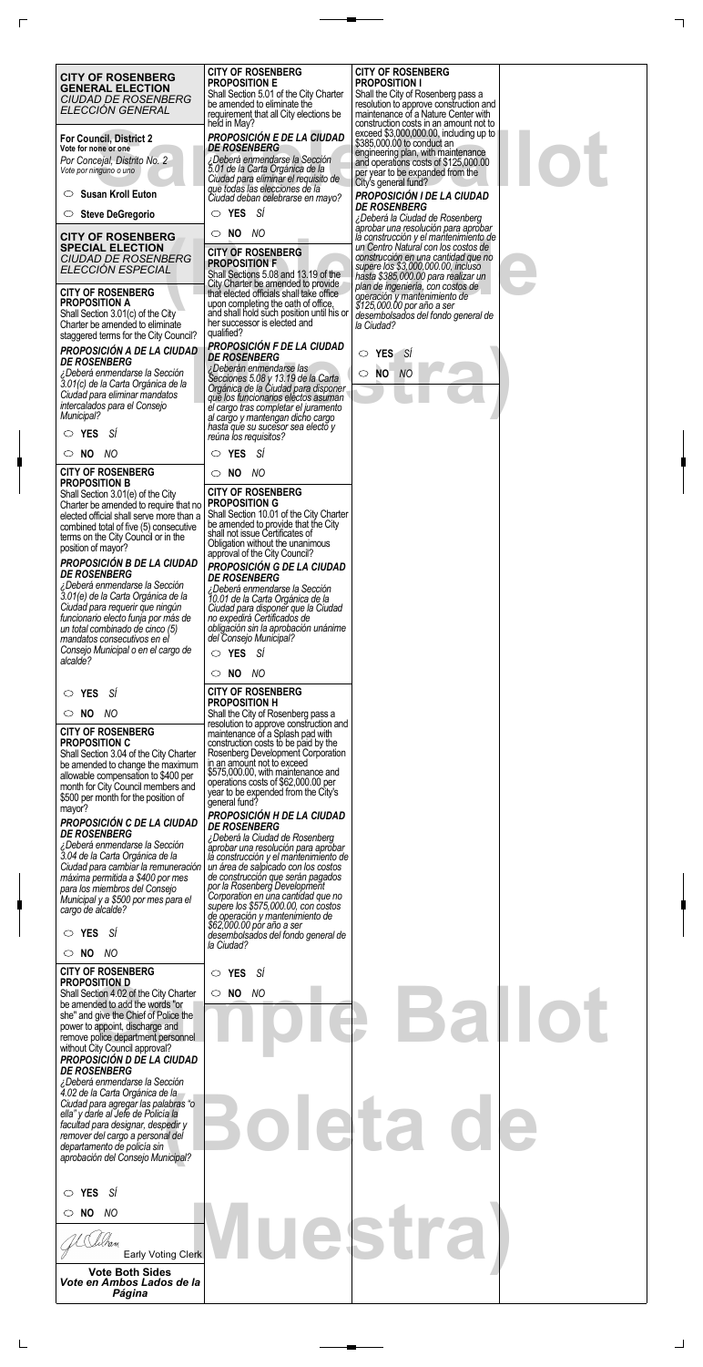**CITY OF ROSENBERG GENERAL ELECTION**
*CIUDAD DE ROSENBERG ELECCIÓN GENERAL*

**For Council, District 2**
**Vote for none or one**
*Por Concejal, Distrito No. 2*
*Vote por ninguno o uno*

○ **Susan Kroll Euton**

○ **Steve DeGregorio**

**CITY OF ROSENBERG SPECIAL ELECTION**
*CIUDAD DE ROSENBERG ELECCIÓN ESPECIAL*

**CITY OF ROSENBERG PROPOSITION A**
Shall Section 3.01(c) of the City Charter be amended to eliminate staggered terms for the City Council?

***PROPOSICIÓN A DE LA CIUDAD DE ROSENBERG***
*¿Deberá enmendarse la Sección 3.01(c) de la Carta Orgánica de la Ciudad para eliminar mandatos intercalados para el Consejo Municipal?*

○ **YES** *SÍ*

○ **NO** *NO*

**CITY OF ROSENBERG PROPOSITION B**
Shall Section 3.01(e) of the City Charter be amended to require that no elected official shall serve more than a combined total of five (5) consecutive terms on the City Council or in the position of mayor?

***PROPOSICIÓN B DE LA CIUDAD DE ROSENBERG***
*¿Deberá enmendarse la Sección 3.01(e) de la Carta Orgánica de la Ciudad para requerir que ningún funcionario electo funja por más de un total combinado de cinco (5) mandatos consecutivos en el Consejo Municipal o en el cargo de alcalde?*

○ **YES** *SÍ*

○ **NO** *NO*

**CITY OF ROSENBERG PROPOSITION C**
Shall Section 3.04 of the City Charter be amended to change the maximum allowable compensation to $400 per month for City Council members and $500 per month for the position of mayor?

***PROPOSICIÓN C DE LA CIUDAD DE ROSENBERG***
*¿Deberá enmendarse la Sección 3.04 de la Carta Orgánica de la Ciudad para cambiar la remuneración máxima permitida a $400 por mes para los miembros del Consejo Municipal y a $500 por mes para el cargo de alcalde?*

○ **YES** *SÍ*

○ **NO** *NO*

**CITY OF ROSENBERG PROPOSITION D**
Shall Section 4.02 of the City Charter be amended to add the words "or she" and give the Chief of Police the power to appoint, discharge and remove police department personnel without City Council approval?

***PROPOSICIÓN D DE LA CIUDAD DE ROSENBERG***
*¿Deberá enmendarse la Sección 4.02 de la Carta Orgánica de la Ciudad para agregar las palabras "o ella" y darle al Jefe de Policía la facultad para designar, despedir y remover del cargo a personal del departamento de policía sin aprobación del Consejo Municipal?*

○ **YES** *SÍ*

○ **NO** *NO*

Early Voting Clerk

**Vote Both Sides**
***Vote en Ambos Lados de la Página***

**CITY OF ROSENBERG PROPOSITION E**
Shall Section 5.01 of the City Charter be amended to eliminate the requirement that all City elections be held in May?

***PROPOSICIÓN E DE LA CIUDAD DE ROSENBERG***
*¿Deberá enmendarse la Sección 5.01 de la Carta Orgánica de la Ciudad para eliminar el requisito de que todas las elecciones de la Ciudad deban celebrarse en mayo?*

○ **YES** *SÍ*

○ **NO** *NO*

**CITY OF ROSENBERG PROPOSITION F**
Shall Sections 5.08 and 13.19 of the City Charter be amended to provide that elected officials shall take office upon completing the oath of office, and shall hold such position until his or her successor is elected and qualified?

***PROPOSICIÓN F DE LA CIUDAD DE ROSENBERG***
*¿Deberán enmendarse las Secciones 5.08 y 13.19 de la Carta Orgánica de la Ciudad para disponer que los funcionarios electos asuman el cargo tras completar el juramento al cargo y mantengan dicho cargo hasta que su sucesor sea electo y reúna los requisitos?*

○ **YES** *SÍ*

○ **NO** *NO*

**CITY OF ROSENBERG PROPOSITION G**
Shall Section 10.01 of the City Charter be amended to provide that the City shall not issue Certificates of Obligation without the unanimous approval of the City Council?

***PROPOSICIÓN G DE LA CIUDAD DE ROSENBERG***
*¿Deberá enmendarse la Sección 10.01 de la Carta Orgánica de la Ciudad para disponer que la Ciudad no expedirá Certificados de obligación sin la aprobación unánime del Consejo Municipal?*

○ **YES** *SÍ*

○ **NO** *NO*

**CITY OF ROSENBERG PROPOSITION H**
Shall the City of Rosenberg pass a resolution to approve construction and maintenance of a Splash pad with construction costs to be paid by the Rosenberg Development Corporation in an amount not to exceed $575,000.00, with maintenance and operations costs of $62,000.00 per year to be expended from the City's general fund?

***PROPOSICIÓN H DE LA CIUDAD DE ROSENBERG***
*¿Deberá la Ciudad de Rosenberg aprobar una resolución para aprobar la construcción y el mantenimiento de un área de salpicado con los costos de construcción que serán pagados por la Rosenberg Development Corporation en una cantidad que no supere los $575,000.00, con costos de operación y mantenimiento de $62,000.00 por año a ser desembolsados del fondo general de la Ciudad?*

○ **YES** *SÍ*

○ **NO** *NO*

**CITY OF ROSENBERG PROPOSITION I**
Shall the City of Rosenberg pass a resolution to approve construction and maintenance of a Nature Center with construction costs in an amount not to exceed $3,000,000.00, including up to $385,000.00 to conduct an engineering plan, with maintenance and operations costs of $125,000.00 per year to be expended from the City's general fund?

***PROPOSICIÓN I DE LA CIUDAD DE ROSENBERG***
*¿Deberá la Ciudad de Rosenberg aprobar una resolución para aprobar la construcción y el mantenimiento de un Centro Natural con los costos de construcción en una cantidad que no supere los $3,000,000.00, incluso hasta $385,000.00 para realizar un plan de ingeniería, con costos de operación y mantenimiento de $125,000.00 por año a ser desembolsados del fondo general de la Ciudad?*

○ **YES** *SÍ*

○ **NO** *NO*

Sample Ballot (Boleta de Muestra)